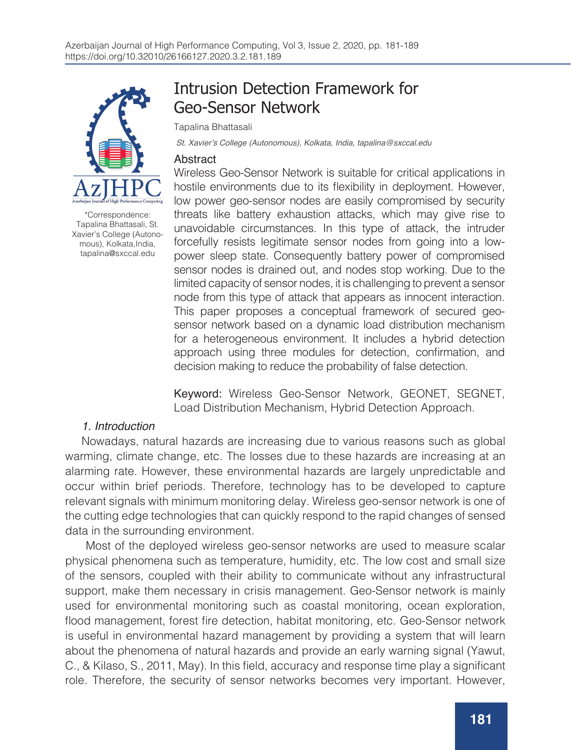#  Intrusion Detection Framework for Geo-Sensor Network

Tapalina Bhattasali

*St. Xavier's College (Autonomous), Kolkata, India, tapalina@sxccal.edu*

\*Correspondence: Tapalina Bhattasali, St. Xavier's College (Autonomous), Kolkata,India, tapalina@sxccal.edu

## Abstract

Wireless Geo-Sensor Network is suitable for critical applications in hostile environments due to its flexibility in deployment. However, low power geo-sensor nodes are easily compromised by security threats like battery exhaustion attacks, which may give rise to unavoidable circumstances. In this type of attack, the intruder forcefully resists legitimate sensor nodes from going into a low-power sleep state. Consequently battery power of compromised sensor nodes is drained out, and nodes stop working. Due to the limited capacity of sensor nodes, it is challenging to prevent a sensor node from this type of attack that appears as innocent interaction. This paper proposes a conceptual framework of secured geo-sensor network based on a dynamic load distribution mechanism for a heterogeneous environment. It includes a hybrid detection approach using three modules for detection, confirmation, and decision making to reduce the probability of false detection.

**Keyword:** Wireless Geo-Sensor Network, GEONET, SEGNET, Load Distribution Mechanism, Hybrid Detection Approach.

## *1. Introduction*

Nowadays, natural hazards are increasing due to various reasons such as global warming, climate change, etc. The losses due to these hazards are increasing at an alarming rate. However, these environmental hazards are largely unpredictable and occur within brief periods. Therefore, technology has to be developed to capture relevant signals with minimum monitoring delay. Wireless geo-sensor network is one of the cutting edge technologies that can quickly respond to the rapid changes of sensed data in the surrounding environment.

Most of the deployed wireless geo-sensor networks are used to measure scalar physical phenomena such as temperature, humidity, etc. The low cost and small size of the sensors, coupled with their ability to communicate without any infrastructural support, make them necessary in crisis management. Geo-Sensor network is mainly used for environmental monitoring such as coastal monitoring, ocean exploration, flood management, forest fire detection, habitat monitoring, etc. Geo-Sensor network is useful in environmental hazard management by providing a system that will learn about the phenomena of natural hazards and provide an early warning signal (Yawut, C., & Kilaso, S., 2011, May). In this field, accuracy and response time play a significant role. Therefore, the security of sensor networks becomes very important. However,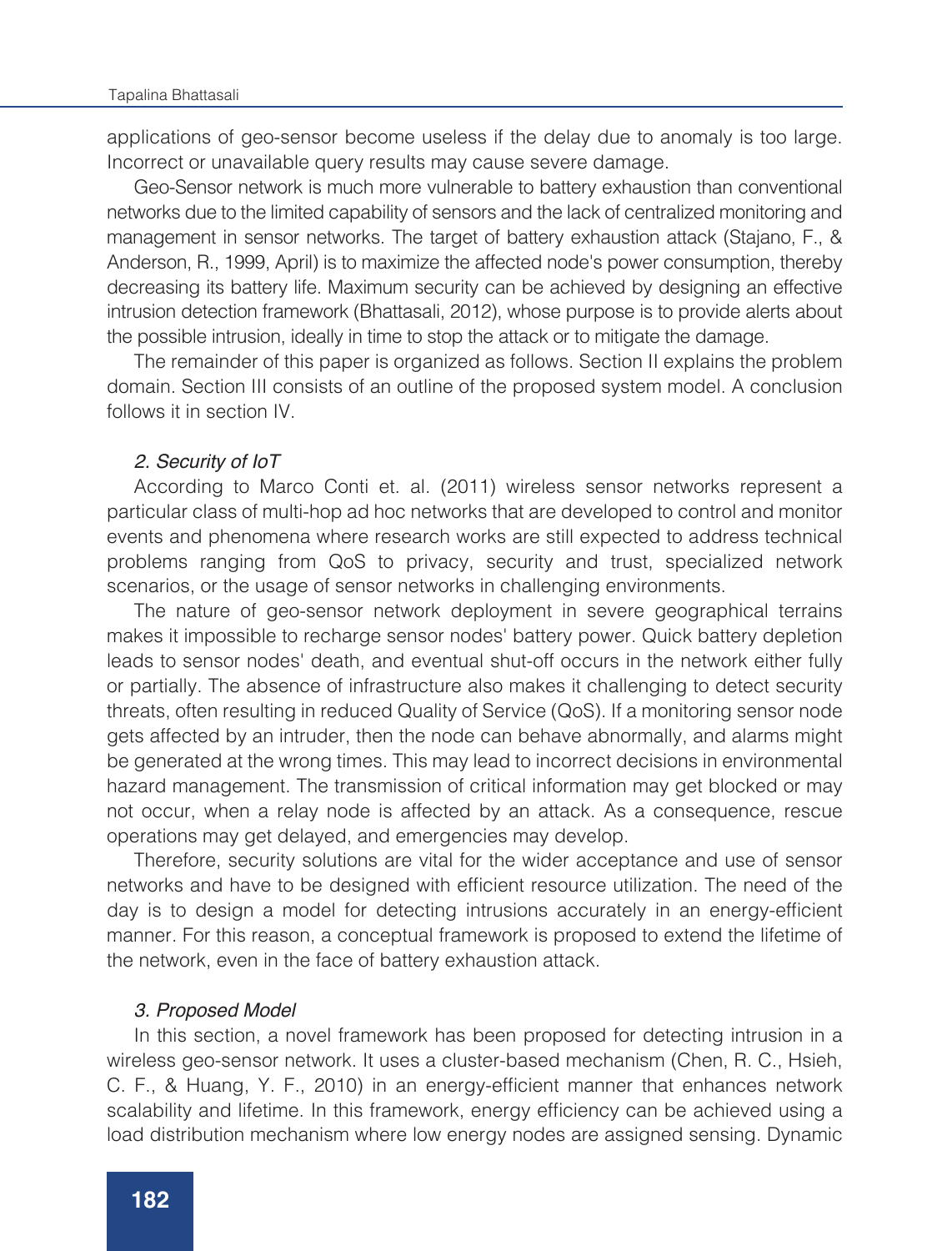applications of geo-sensor become useless if the delay due to anomaly is too large. Incorrect or unavailable query results may cause severe damage.

Geo-Sensor network is much more vulnerable to battery exhaustion than conventional networks due to the limited capability of sensors and the lack of centralized monitoring and management in sensor networks. The target of battery exhaustion attack (Stajano, F., & Anderson, R., 1999, April) is to maximize the affected node's power consumption, thereby decreasing its battery life. Maximum security can be achieved by designing an effective intrusion detection framework (Bhattasali, 2012), whose purpose is to provide alerts about the possible intrusion, ideally in time to stop the attack or to mitigate the damage.

The remainder of this paper is organized as follows. Section II explains the problem domain. Section III consists of an outline of the proposed system model. A conclusion follows it in section IV.

### *2. Security of IoT*

According to Marco Conti et. al. (2011) wireless sensor networks represent a particular class of multi-hop ad hoc networks that are developed to control and monitor events and phenomena where research works are still expected to address technical problems ranging from QoS to privacy, security and trust, specialized network scenarios, or the usage of sensor networks in challenging environments.

The nature of geo-sensor network deployment in severe geographical terrains makes it impossible to recharge sensor nodes' battery power. Quick battery depletion leads to sensor nodes' death, and eventual shut-off occurs in the network either fully or partially. The absence of infrastructure also makes it challenging to detect security threats, often resulting in reduced Quality of Service (QoS). If a monitoring sensor node gets affected by an intruder, then the node can behave abnormally, and alarms might be generated at the wrong times. This may lead to incorrect decisions in environmental hazard management. The transmission of critical information may get blocked or may not occur, when a relay node is affected by an attack. As a consequence, rescue operations may get delayed, and emergencies may develop.

Therefore, security solutions are vital for the wider acceptance and use of sensor networks and have to be designed with efficient resource utilization. The need of the day is to design a model for detecting intrusions accurately in an energy-efficient manner. For this reason, a conceptual framework is proposed to extend the lifetime of the network, even in the face of battery exhaustion attack.

### *3. Proposed Model*

In this section, a novel framework has been proposed for detecting intrusion in a wireless geo-sensor network. It uses a cluster-based mechanism (Chen, R. C., Hsieh, C. F., & Huang, Y. F., 2010) in an energy-efficient manner that enhances network scalability and lifetime. In this framework, energy efficiency can be achieved using a load distribution mechanism where low energy nodes are assigned sensing. Dynamic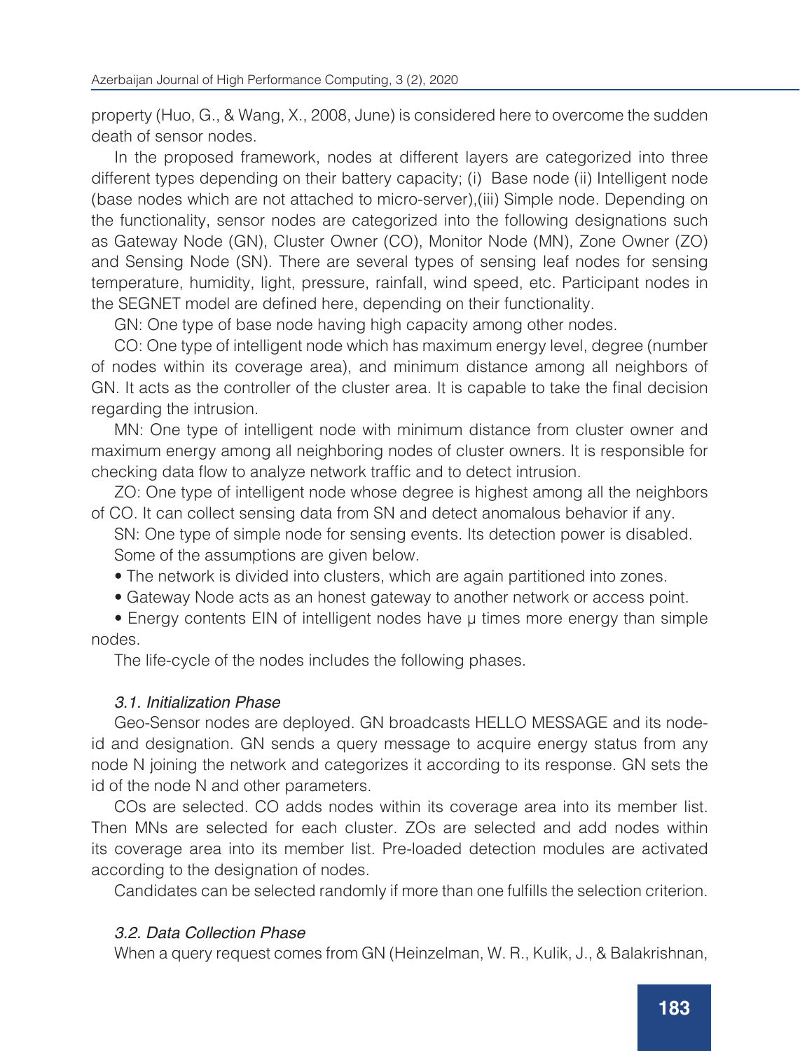property (Huo, G., & Wang, X., 2008, June) is considered here to overcome the sudden death of sensor nodes.

In the proposed framework, nodes at different layers are categorized into three different types depending on their battery capacity; (i) Base node (ii) Intelligent node (base nodes which are not attached to micro-server),(iii) Simple node. Depending on the functionality, sensor nodes are categorized into the following designations such as Gateway Node (GN), Cluster Owner (CO), Monitor Node (MN), Zone Owner (ZO) and Sensing Node (SN). There are several types of sensing leaf nodes for sensing temperature, humidity, light, pressure, rainfall, wind speed, etc. Participant nodes in the SEGNET model are defined here, depending on their functionality.

GN: One type of base node having high capacity among other nodes.

CO: One type of intelligent node which has maximum energy level, degree (number of nodes within its coverage area), and minimum distance among all neighbors of GN. It acts as the controller of the cluster area. It is capable to take the final decision regarding the intrusion.

MN: One type of intelligent node with minimum distance from cluster owner and maximum energy among all neighboring nodes of cluster owners. It is responsible for checking data flow to analyze network traffic and to detect intrusion.

ZO: One type of intelligent node whose degree is highest among all the neighbors of CO. It can collect sensing data from SN and detect anomalous behavior if any.

SN: One type of simple node for sensing events. Its detection power is disabled.

Some of the assumptions are given below.

- The network is divided into clusters, which are again partitioned into zones.
- Gateway Node acts as an honest gateway to another network or access point.
- Energy contents EIN of intelligent nodes have μ times more energy than simple nodes.

The life-cycle of the nodes includes the following phases.

### *3.1. Initialization Phase*

Geo-Sensor nodes are deployed. GN broadcasts HELLO MESSAGE and its node-id and designation. GN sends a query message to acquire energy status from any node N joining the network and categorizes it according to its response. GN sets the id of the node N and other parameters.

COs are selected. CO adds nodes within its coverage area into its member list. Then MNs are selected for each cluster. ZOs are selected and add nodes within its coverage area into its member list. Pre-loaded detection modules are activated according to the designation of nodes.

Candidates can be selected randomly if more than one fulfills the selection criterion.

### *3.2. Data Collection Phase*

When a query request comes from GN (Heinzelman, W. R., Kulik, J., & Balakrishnan,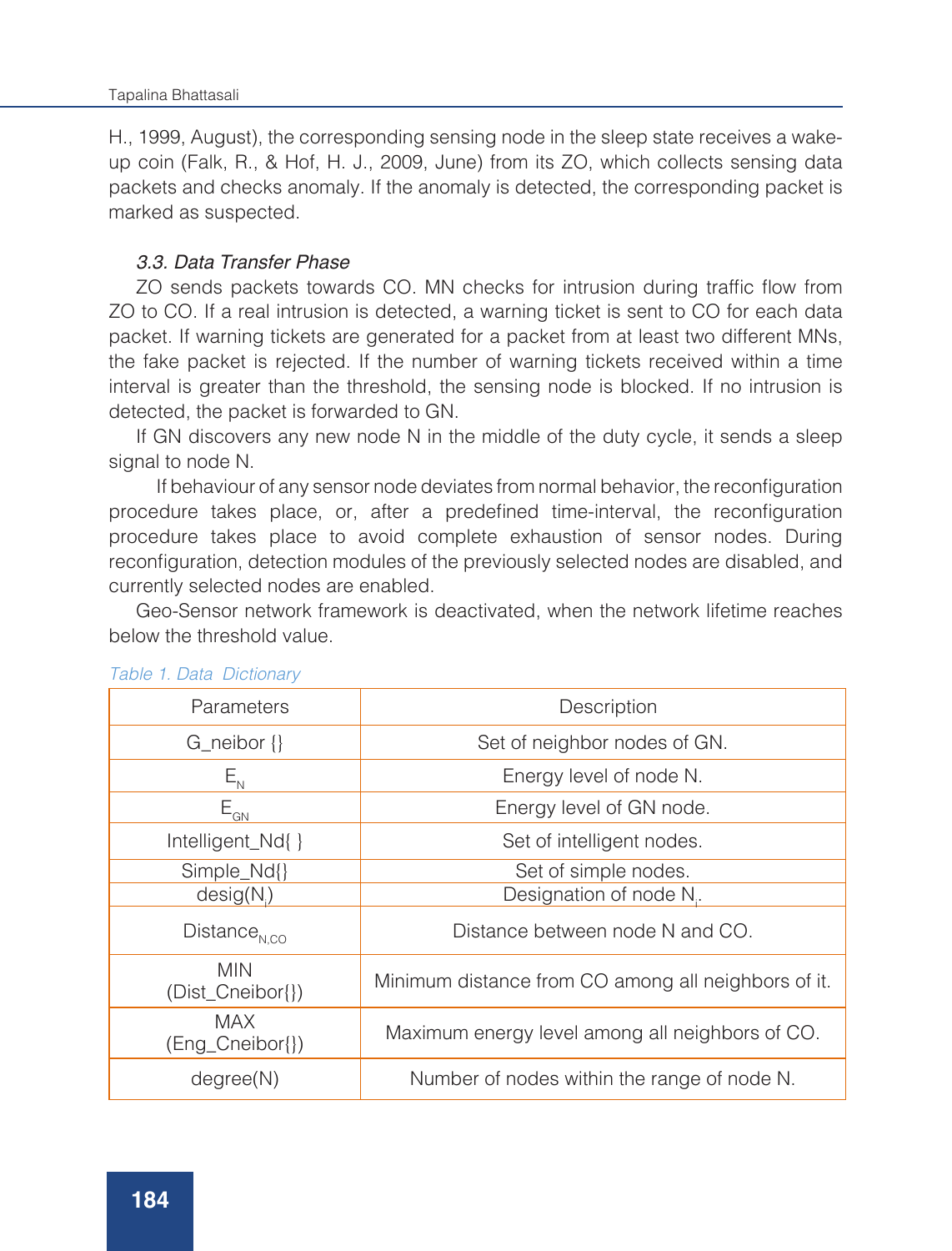H., 1999, August), the corresponding sensing node in the sleep state receives a wake-up coin (Falk, R., & Hof, H. J., 2009, June) from its ZO, which collects sensing data packets and checks anomaly. If the anomaly is detected, the corresponding packet is marked as suspected.

### *3.3. Data Transfer Phase*

ZO sends packets towards CO. MN checks for intrusion during traffic flow from ZO to CO. If a real intrusion is detected, a warning ticket is sent to CO for each data packet. If warning tickets are generated for a packet from at least two different MNs, the fake packet is rejected. If the number of warning tickets received within a time interval is greater than the threshold, the sensing node is blocked. If no intrusion is detected, the packet is forwarded to GN.

If GN discovers any new node N in the middle of the duty cycle, it sends a sleep signal to node N.

If behaviour of any sensor node deviates from normal behavior, the reconfiguration procedure takes place, or, after a predefined time-interval, the reconfiguration procedure takes place to avoid complete exhaustion of sensor nodes. During reconfiguration, detection modules of the previously selected nodes are disabled, and currently selected nodes are enabled.

Geo-Sensor network framework is deactivated, when the network lifetime reaches below the threshold value.

*Table 1. Data Dictionary*

| Parameters | Description |
|---|---|
| G_neibor {} | Set of neighbor nodes of GN. |
| $E_N$ | Energy level of node N. |
| $E_{GN}$ | Energy level of GN node. |
| Intelligent_Nd{ } | Set of intelligent nodes. |
| Simple_Nd{} | Set of simple nodes. |
| desig($N_i$) | Designation of node $N_i$. |
| $Distance_{N,CO}$ | Distance between node N and CO. |
| MIN (Dist_Cneibor{}) | Minimum distance from CO among all neighbors of it. |
| MAX (Eng_Cneibor{}) | Maximum energy level among all neighbors of CO. |
| degree(N) | Number of nodes within the range of node N. |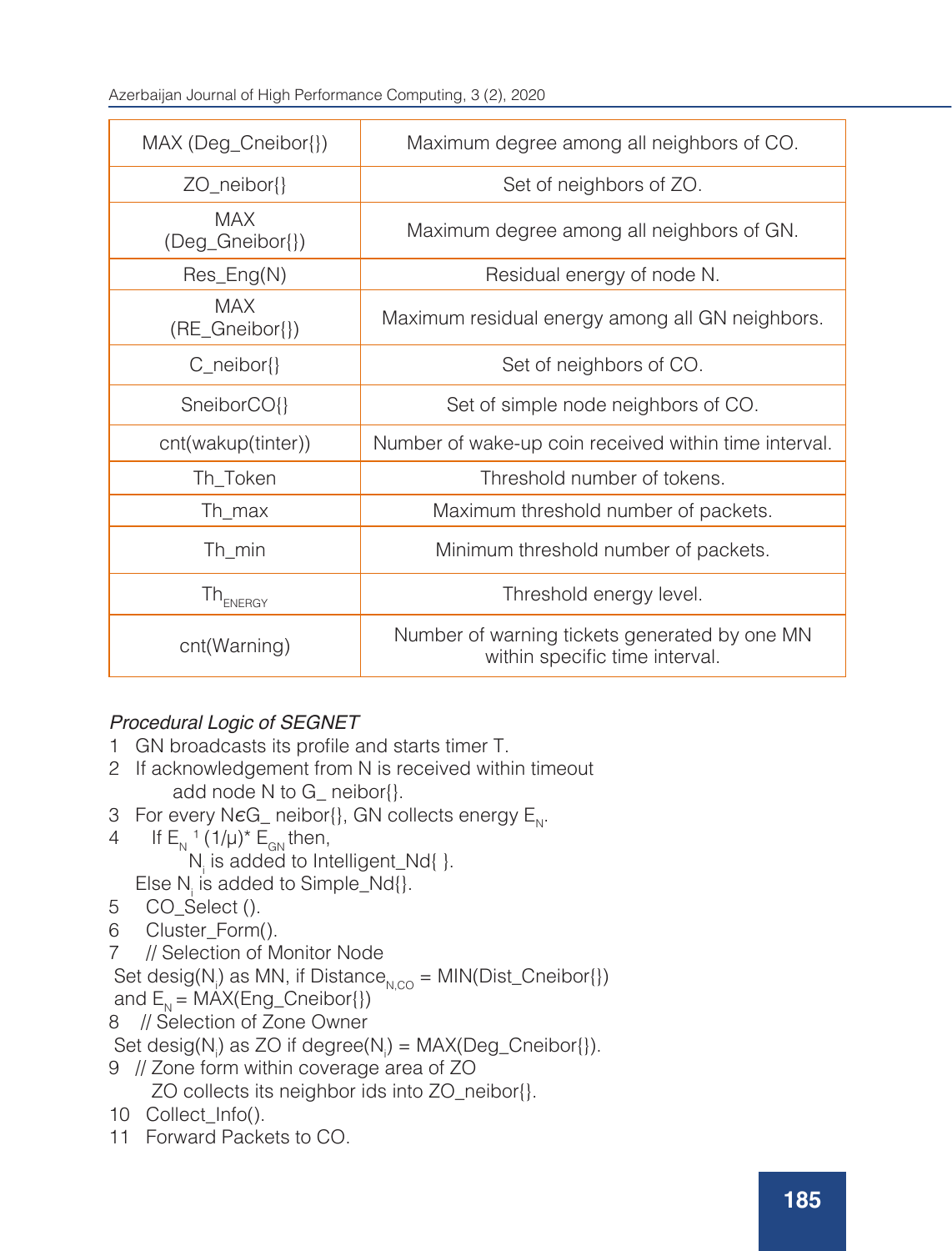| MAX (Deg_Cneibor{}) | Maximum degree among all neighbors of CO. |
|---|---|
| ZO_neibor{} | Set of neighbors of ZO. |
| MAX (Deg_Gneibor{}) | Maximum degree among all neighbors of GN. |
| Res_Eng(N) | Residual energy of node N. |
| MAX (RE_Gneibor{}) | Maximum residual energy among all GN neighbors. |
| C_neibor{} | Set of neighbors of CO. |
| SneiborCO{} | Set of simple node neighbors of CO. |
| cnt(wakup(tinter)) | Number of wake-up coin received within time interval. |
| Th_Token | Threshold number of tokens. |
| Th_max | Maximum threshold number of packets. |
| Th_min | Minimum threshold number of packets. |
| $Th_{ENERGY}$ | Threshold energy level. |
| cnt(Warning) | Number of warning tickets generated by one MN within specific time interval. |

*Procedural Logic of SEGNET*

1 GN broadcasts its profile and starts timer T.
2 If acknowledgement from N is received within timeout
    add node N to G_ neibor{}.
3 For every N$\epsilon$G_ neibor{}, GN collects energy $E_N$.
4 If $E_N$ $^1$ $(1/\mu)$* $E_{GN}$ then,
    $N_i$ is added to Intelligent_Nd{ }.
  Else $N_i$ is added to Simple_Nd{}.
5 CO_Select ().
6 Cluster_Form().
7 // Selection of Monitor Node
  Set desig($N_i$) as MN, if $Distance_{N,CO}$ = MIN(Dist_Cneibor{})
  and $E_N$ = MAX(Eng_Cneibor{})
8 // Selection of Zone Owner
  Set desig($N_i$) as ZO if degree($N_i$) = MAX(Deg_Cneibor{}).
9 // Zone form within coverage area of ZO
    ZO collects its neighbor ids into ZO_neibor{}.
10 Collect_Info().
11 Forward Packets to CO.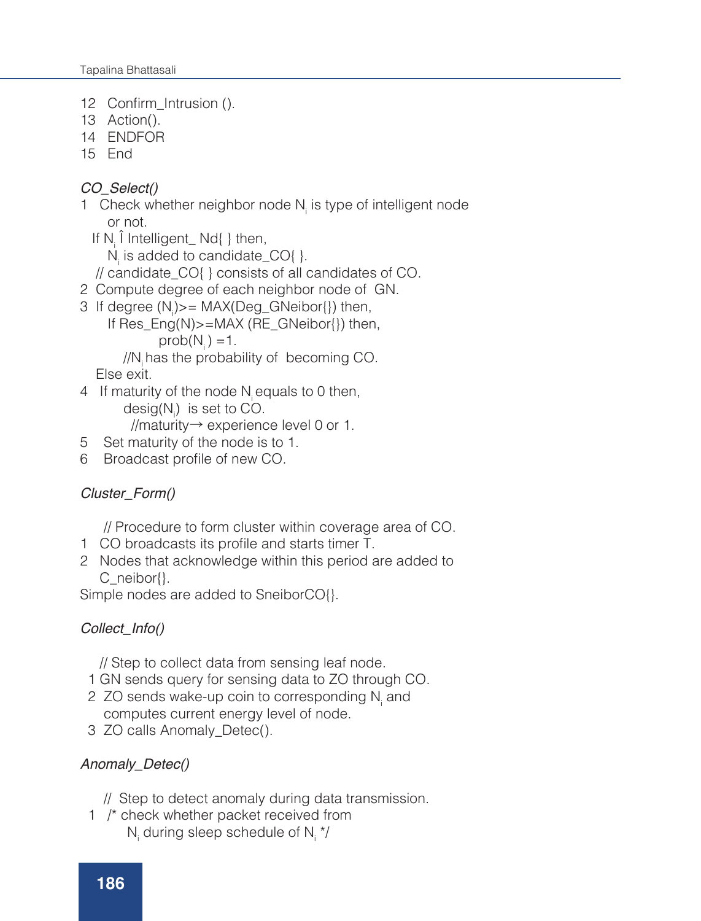12 Confirm_Intrusion ().  
13 Action().  
14 ENDFOR  
15 End

*CO_Select()*

1 Check whether neighbor node $N_i$ is type of intelligent node or not.  
If $N_i$ Î Intelligent_ Nd{ } then,  
$N_i$ is added to candidate_CO{ }.  
// candidate_CO{ } consists of all candidates of CO.  
2 Compute degree of each neighbor node of GN.  
3 If degree ($N_i$)>= MAX(Deg_GNeibor{}) then,  
If Res_Eng(N)>=MAX (RE_GNeibor{}) then,  
prob($N_i$ ) =1.  
//$N_i$ has the probability of becoming CO.  
Else exit.  
4 If maturity of the node $N_i$ equals to 0 then,  
desig($N_i$) is set to CO.  
//maturity→ experience level 0 or 1.  
5 Set maturity of the node is to 1.  
6 Broadcast profile of new CO.

*Cluster_Form()*

// Procedure to form cluster within coverage area of CO.  
1 CO broadcasts its profile and starts timer T.  
2 Nodes that acknowledge within this period are added to C_neibor{}.  
Simple nodes are added to SneiborCO{}.

*Collect_Info()*

// Step to collect data from sensing leaf node.  
1 GN sends query for sensing data to ZO through CO.  
2 ZO sends wake-up coin to corresponding $N_i$ and computes current energy level of node.  
3 ZO calls Anomaly_Detec().

*Anomaly_Detec()*

// Step to detect anomaly during data transmission.  
1 /* check whether packet received from $N_i$ during sleep schedule of $N_i$ */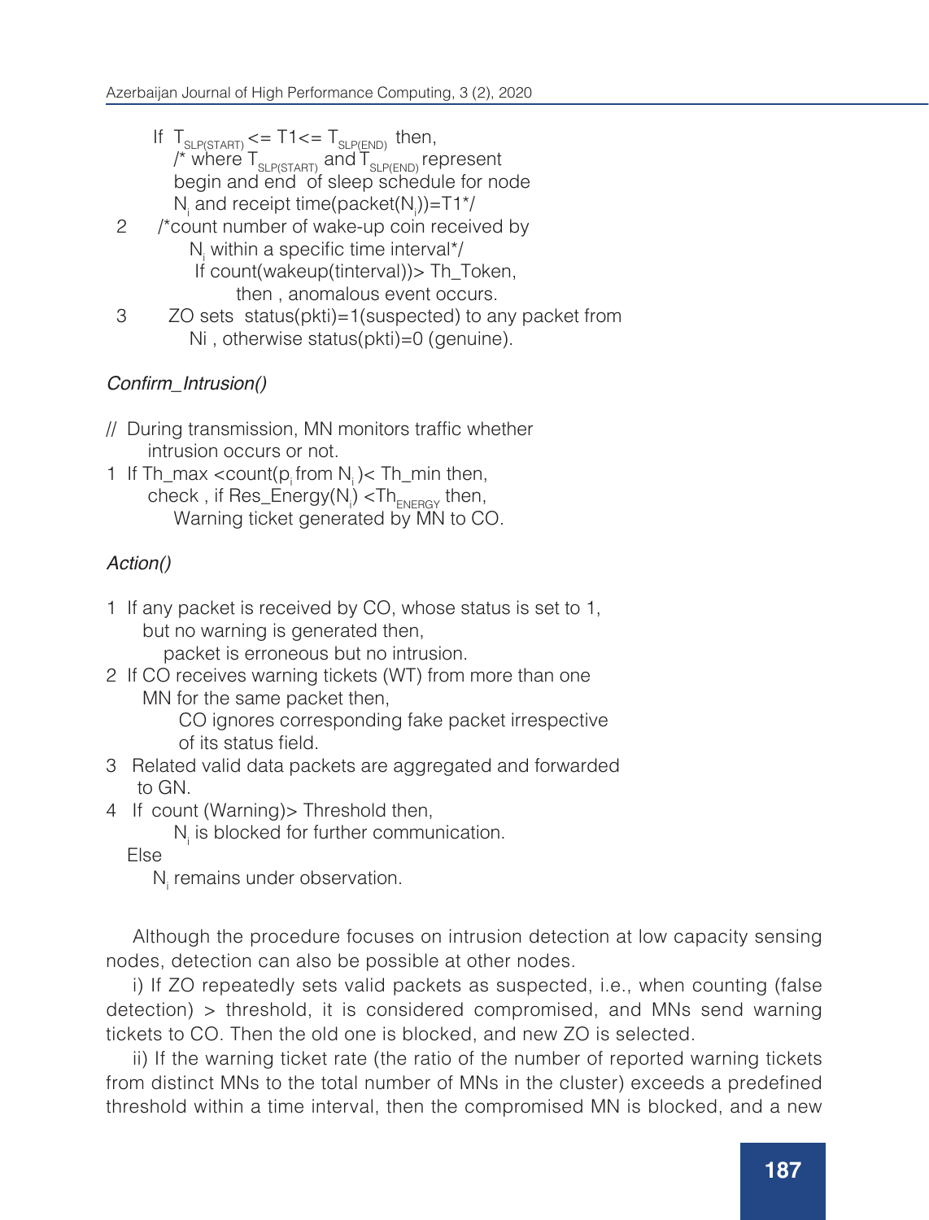If $T_{SLP(START)} <= T1 <= T_{SLP(END)}$ then,
/* where $T_{SLP(START)}$ and $T_{SLP(END)}$ represent begin and end of sleep schedule for node $N_i$ and receipt time(packet($N_i$))=T1*/

2 /*count number of wake-up coin received by $N_i$ within a specific time interval*/
If count(wakeup(tinterval))> Th_Token,
then , anomalous event occurs.

3 ZO sets status(pkti)=1(suspected) to any packet from Ni , otherwise status(pkti)=0 (genuine).

*Confirm_Intrusion()*

// During transmission, MN monitors traffic whether intrusion occurs or not.

1 If Th_max <count($p_i$ from $N_i$ )< Th_min then,
check , if Res_Energy($N_i$) <$Th_{ENERGY}$ then,
Warning ticket generated by MN to CO.

*Action()*

1 If any packet is received by CO, whose status is set to 1, but no warning is generated then,
packet is erroneous but no intrusion.

2 If CO receives warning tickets (WT) from more than one MN for the same packet then,
CO ignores corresponding fake packet irrespective of its status field.

3 Related valid data packets are aggregated and forwarded to GN.

4 If count (Warning)> Threshold then,
$N_i$ is blocked for further communication.
Else
$N_i$ remains under observation.

Although the procedure focuses on intrusion detection at low capacity sensing nodes, detection can also be possible at other nodes.

i) If ZO repeatedly sets valid packets as suspected, i.e., when counting (false detection) > threshold, it is considered compromised, and MNs send warning tickets to CO. Then the old one is blocked, and new ZO is selected.

ii) If the warning ticket rate (the ratio of the number of reported warning tickets from distinct MNs to the total number of MNs in the cluster) exceeds a predefined threshold within a time interval, then the compromised MN is blocked, and a new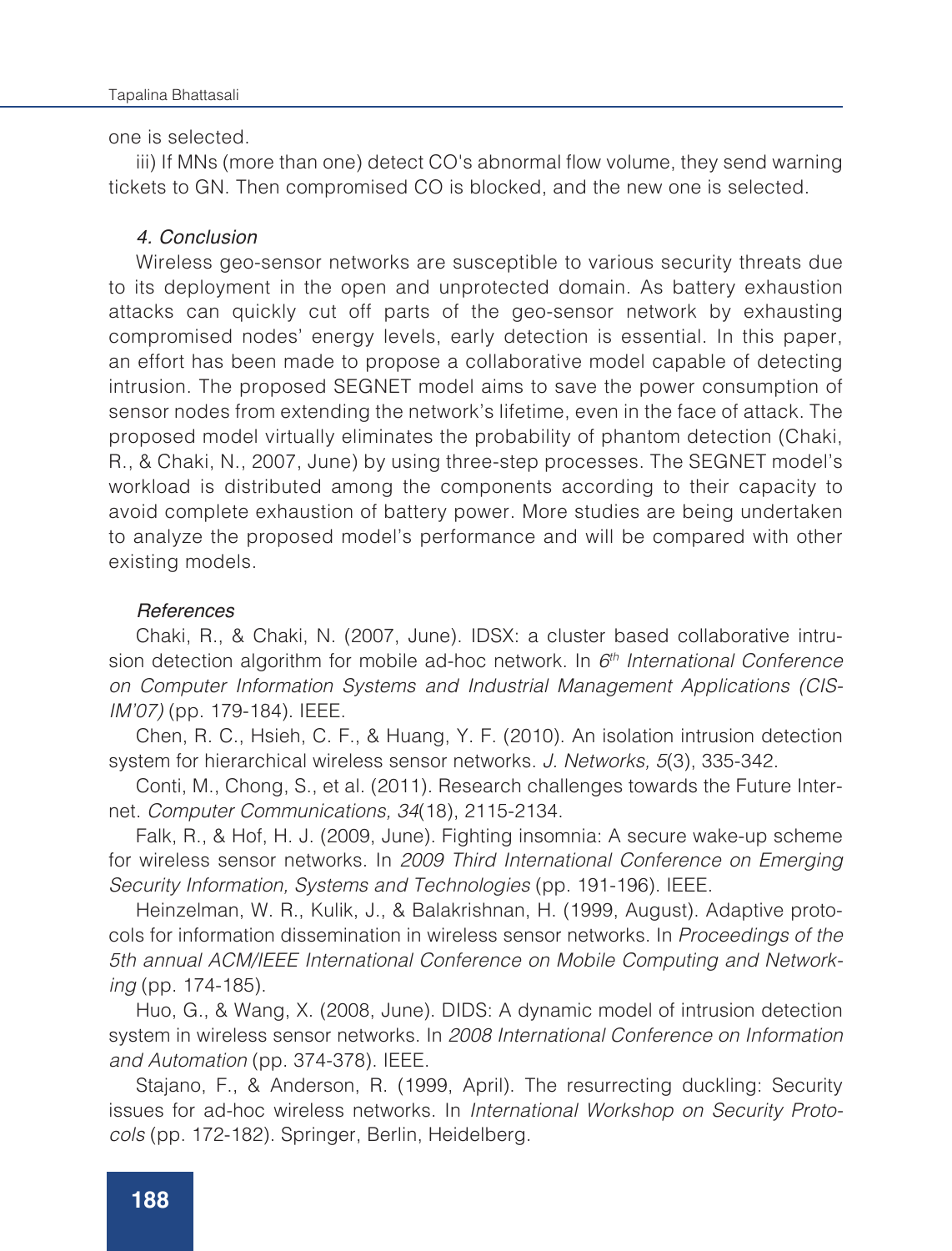one is selected.

iii) If MNs (more than one) detect CO's abnormal flow volume, they send warning tickets to GN. Then compromised CO is blocked, and the new one is selected.

### *4. Conclusion*

Wireless geo-sensor networks are susceptible to various security threats due to its deployment in the open and unprotected domain. As battery exhaustion attacks can quickly cut off parts of the geo-sensor network by exhausting compromised nodes' energy levels, early detection is essential. In this paper, an effort has been made to propose a collaborative model capable of detecting intrusion. The proposed SEGNET model aims to save the power consumption of sensor nodes from extending the network's lifetime, even in the face of attack. The proposed model virtually eliminates the probability of phantom detection (Chaki, R., & Chaki, N., 2007, June) by using three-step processes. The SEGNET model's workload is distributed among the components according to their capacity to avoid complete exhaustion of battery power. More studies are being undertaken to analyze the proposed model's performance and will be compared with other existing models.

### *References*

Chaki, R., & Chaki, N. (2007, June). IDSX: a cluster based collaborative intrusion detection algorithm for mobile ad-hoc network. In *6th International Conference on Computer Information Systems and Industrial Management Applications (CISIM'07)* (pp. 179-184). IEEE.

Chen, R. C., Hsieh, C. F., & Huang, Y. F. (2010). An isolation intrusion detection system for hierarchical wireless sensor networks. *J. Networks, 5*(3), 335-342.

Conti, M., Chong, S., et al. (2011). Research challenges towards the Future Internet. *Computer Communications, 34*(18), 2115-2134.

Falk, R., & Hof, H. J. (2009, June). Fighting insomnia: A secure wake-up scheme for wireless sensor networks. In *2009 Third International Conference on Emerging Security Information, Systems and Technologies* (pp. 191-196). IEEE.

Heinzelman, W. R., Kulik, J., & Balakrishnan, H. (1999, August). Adaptive protocols for information dissemination in wireless sensor networks. In *Proceedings of the 5th annual ACM/IEEE International Conference on Mobile Computing and Networking* (pp. 174-185).

Huo, G., & Wang, X. (2008, June). DIDS: A dynamic model of intrusion detection system in wireless sensor networks. In *2008 International Conference on Information and Automation* (pp. 374-378). IEEE.

Stajano, F., & Anderson, R. (1999, April). The resurrecting duckling: Security issues for ad-hoc wireless networks. In *International Workshop on Security Protocols* (pp. 172-182). Springer, Berlin, Heidelberg.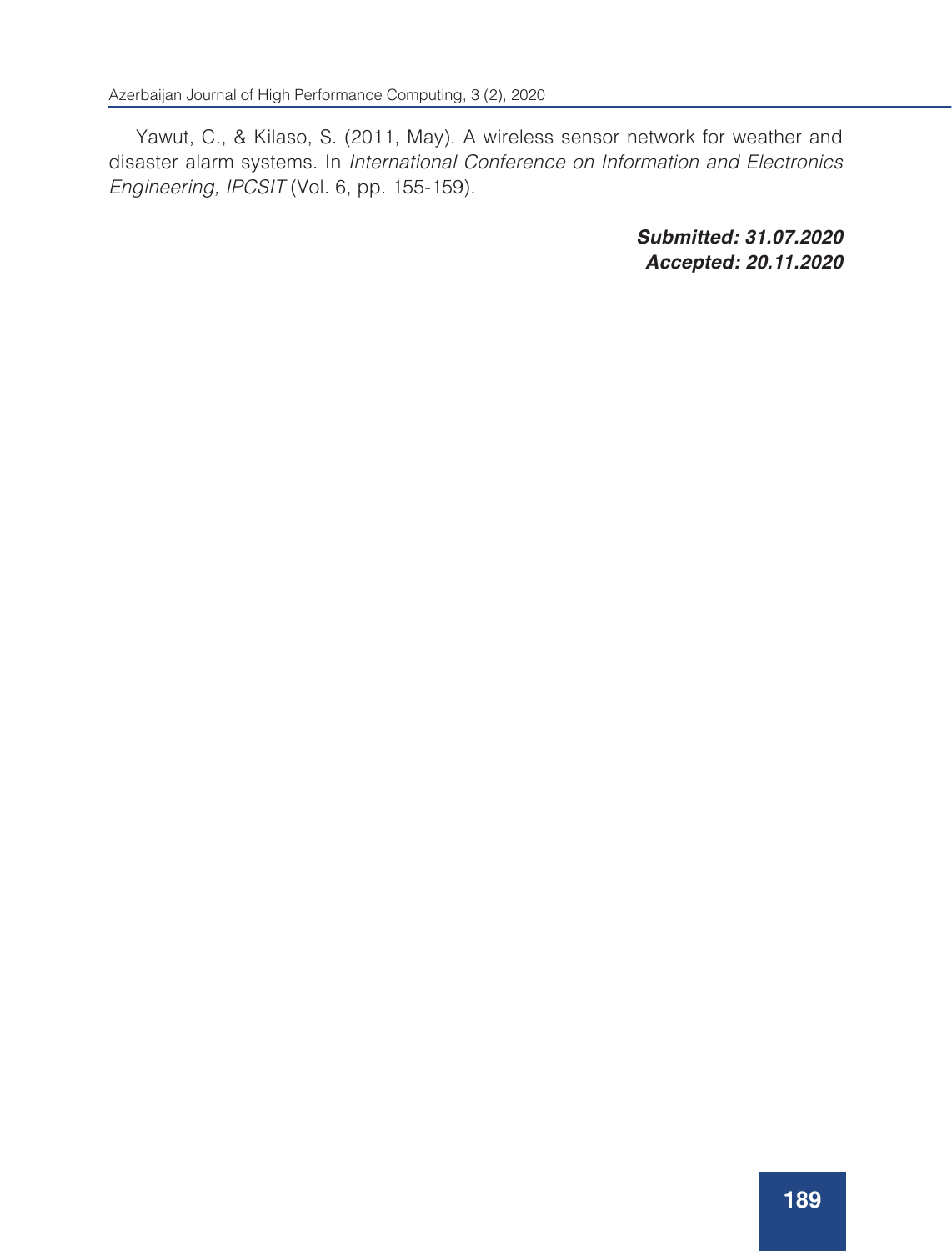Yawut, C., & Kilaso, S. (2011, May). A wireless sensor network for weather and disaster alarm systems. In *International Conference on Information and Electronics Engineering, IPCSIT* (Vol. 6, pp. 155-159).

***Submitted: 31.07.2020***
***Accepted: 20.11.2020***